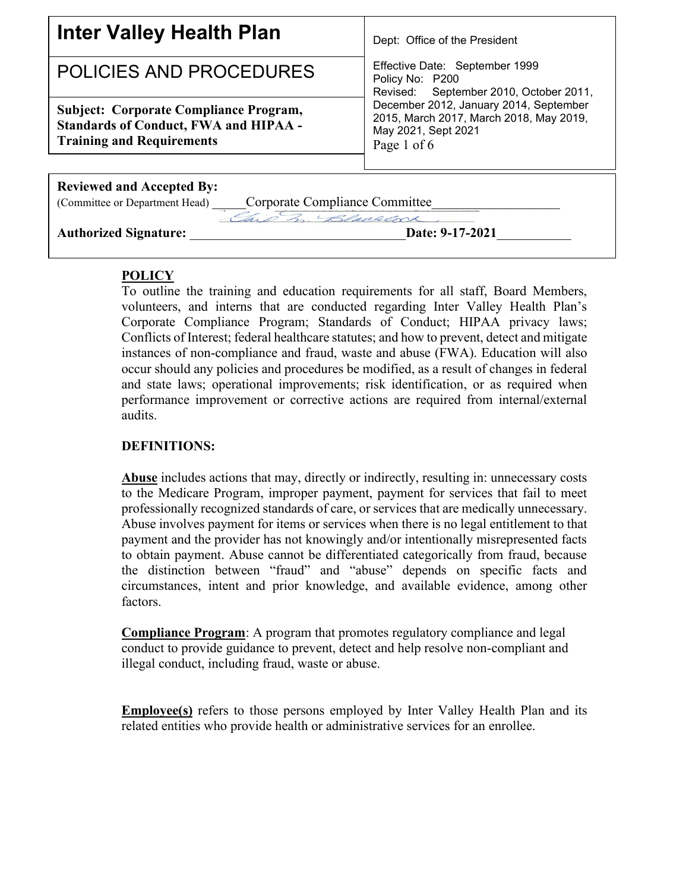# Inter Valley Health Plan

## POLICIES AND PROCEDURES

**Subject: Corporate Compliance Program, Standards of Conduct, FWA and HIPAA - Training and Requirements**

Dept: Office of the President

Effective Date: September 1999
Policy No: P200
Revised: September 2010, October 2011, December 2012, January 2014, September 2015, March 2017, March 2018, May 2019, May 2021, Sept 2021

**Reviewed and Accepted By:**
(Committee or Department Head) Corporate Compliance Committee

**Authorized Signature:** ______________________ **Date: 9-17-2021**

**POLICY**

To outline the training and education requirements for all staff, Board Members, volunteers, and interns that are conducted regarding Inter Valley Health Plan's Corporate Compliance Program; Standards of Conduct; HIPAA privacy laws; Conflicts of Interest; federal healthcare statutes; and how to prevent, detect and mitigate instances of non-compliance and fraud, waste and abuse (FWA). Education will also occur should any policies and procedures be modified, as a result of changes in federal and state laws; operational improvements; risk identification, or as required when performance improvement or corrective actions are required from internal/external audits.

**DEFINITIONS:**

**Abuse** includes actions that may, directly or indirectly, resulting in: unnecessary costs to the Medicare Program, improper payment, payment for services that fail to meet professionally recognized standards of care, or services that are medically unnecessary. Abuse involves payment for items or services when there is no legal entitlement to that payment and the provider has not knowingly and/or intentionally misrepresented facts to obtain payment. Abuse cannot be differentiated categorically from fraud, because the distinction between "fraud" and "abuse" depends on specific facts and circumstances, intent and prior knowledge, and available evidence, among other factors.

**Compliance Program**: A program that promotes regulatory compliance and legal conduct to provide guidance to prevent, detect and help resolve non-compliant and illegal conduct, including fraud, waste or abuse.

**Employee(s)** refers to those persons employed by Inter Valley Health Plan and its related entities who provide health or administrative services for an enrollee.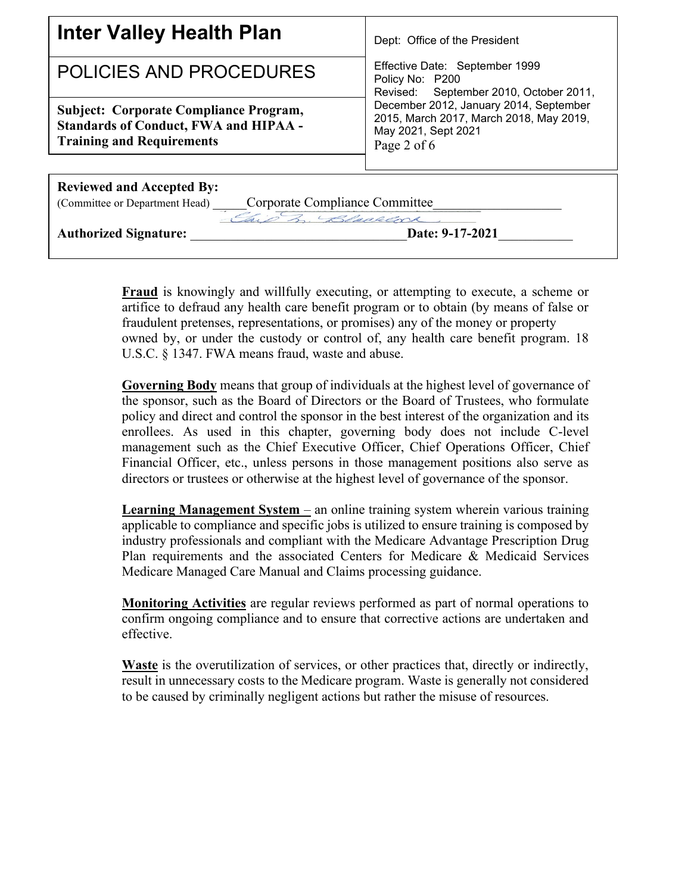**Fraud** is knowingly and willfully executing, or attempting to execute, a scheme or artifice to defraud any health care benefit program or to obtain (by means of false or fraudulent pretenses, representations, or promises) any of the money or property owned by, or under the custody or control of, any health care benefit program. 18 U.S.C. § 1347. FWA means fraud, waste and abuse.

**Governing Body** means that group of individuals at the highest level of governance of the sponsor, such as the Board of Directors or the Board of Trustees, who formulate policy and direct and control the sponsor in the best interest of the organization and its enrollees. As used in this chapter, governing body does not include C-level management such as the Chief Executive Officer, Chief Operations Officer, Chief Financial Officer, etc., unless persons in those management positions also serve as directors or trustees or otherwise at the highest level of governance of the sponsor.

**Learning Management System** – an online training system wherein various training applicable to compliance and specific jobs is utilized to ensure training is composed by industry professionals and compliant with the Medicare Advantage Prescription Drug Plan requirements and the associated Centers for Medicare & Medicaid Services Medicare Managed Care Manual and Claims processing guidance.

**Monitoring Activities** are regular reviews performed as part of normal operations to confirm ongoing compliance and to ensure that corrective actions are undertaken and effective.

**Waste** is the overutilization of services, or other practices that, directly or indirectly, result in unnecessary costs to the Medicare program. Waste is generally not considered to be caused by criminally negligent actions but rather the misuse of resources.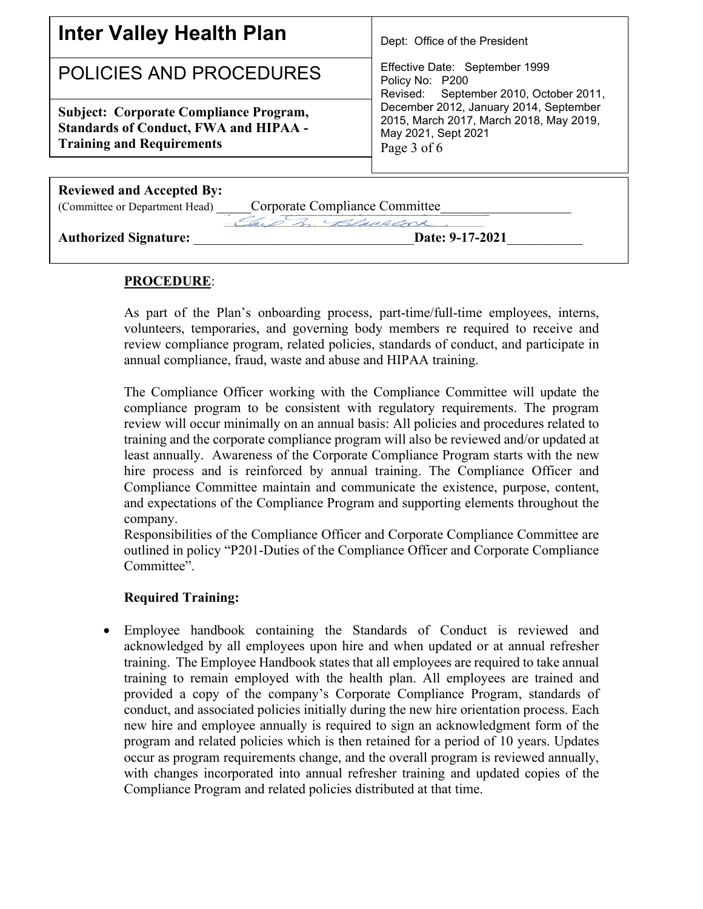**Reviewed and Accepted By:**
(Committee or Department Head) Corporate Compliance Committee

**Authorized Signature:** **Date: 9-17-2021**

**PROCEDURE**:

As part of the Plan's onboarding process, part-time/full-time employees, interns, volunteers, temporaries, and governing body members re required to receive and review compliance program, related policies, standards of conduct, and participate in annual compliance, fraud, waste and abuse and HIPAA training.

The Compliance Officer working with the Compliance Committee will update the compliance program to be consistent with regulatory requirements. The program review will occur minimally on an annual basis: All policies and procedures related to training and the corporate compliance program will also be reviewed and/or updated at least annually. Awareness of the Corporate Compliance Program starts with the new hire process and is reinforced by annual training. The Compliance Officer and Compliance Committee maintain and communicate the existence, purpose, content, and expectations of the Compliance Program and supporting elements throughout the company.
Responsibilities of the Compliance Officer and Corporate Compliance Committee are outlined in policy "P201-Duties of the Compliance Officer and Corporate Compliance Committee".

**Required Training:**

- Employee handbook containing the Standards of Conduct is reviewed and acknowledged by all employees upon hire and when updated or at annual refresher training. The Employee Handbook states that all employees are required to take annual training to remain employed with the health plan. All employees are trained and provided a copy of the company's Corporate Compliance Program, standards of conduct, and associated policies initially during the new hire orientation process. Each new hire and employee annually is required to sign an acknowledgment form of the program and related policies which is then retained for a period of 10 years. Updates occur as program requirements change, and the overall program is reviewed annually, with changes incorporated into annual refresher training and updated copies of the Compliance Program and related policies distributed at that time.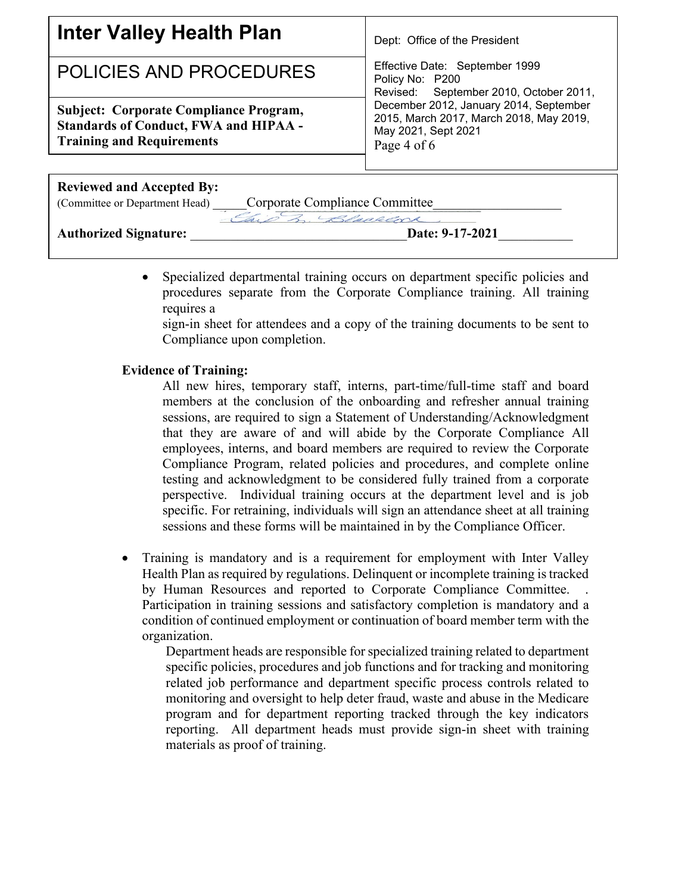- Specialized departmental training occurs on department specific policies and procedures separate from the Corporate Compliance training. All training requires a
  sign-in sheet for attendees and a copy of the training documents to be sent to Compliance upon completion.

**Evidence of Training:**

All new hires, temporary staff, interns, part-time/full-time staff and board members at the conclusion of the onboarding and refresher annual training sessions, are required to sign a Statement of Understanding/Acknowledgment that they are aware of and will abide by the Corporate Compliance All employees, interns, and board members are required to review the Corporate Compliance Program, related policies and procedures, and complete online testing and acknowledgment to be considered fully trained from a corporate perspective. Individual training occurs at the department level and is job specific. For retraining, individuals will sign an attendance sheet at all training sessions and these forms will be maintained in by the Compliance Officer.

- Training is mandatory and is a requirement for employment with Inter Valley Health Plan as required by regulations. Delinquent or incomplete training is tracked by Human Resources and reported to Corporate Compliance Committee. . Participation in training sessions and satisfactory completion is mandatory and a condition of continued employment or continuation of board member term with the organization.

  Department heads are responsible for specialized training related to department specific policies, procedures and job functions and for tracking and monitoring related job performance and department specific process controls related to monitoring and oversight to help deter fraud, waste and abuse in the Medicare program and for department reporting tracked through the key indicators reporting. All department heads must provide sign-in sheet with training materials as proof of training.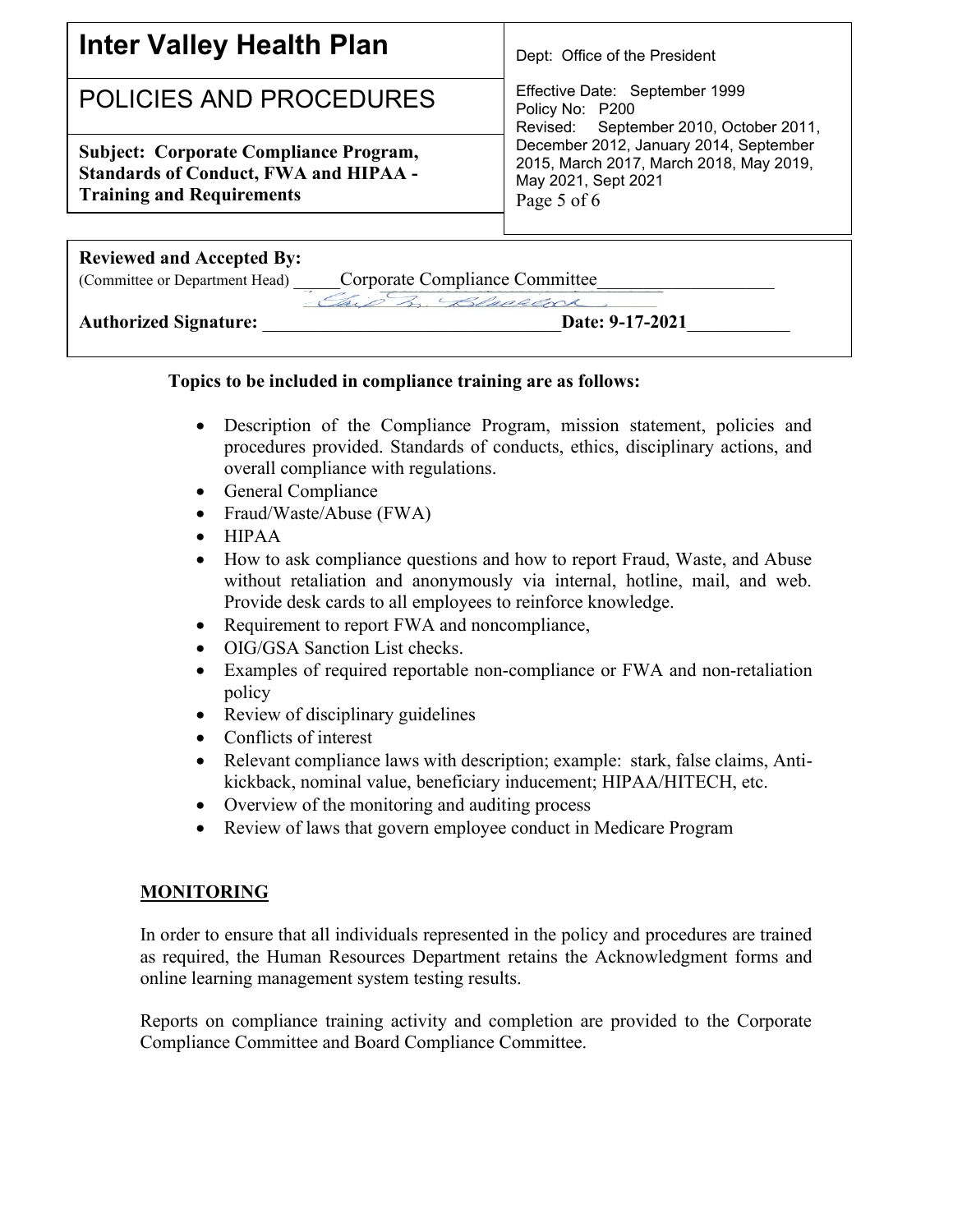| Inter Valley Health Plan | Dept: Office of the President |
| --- | --- |
| POLICIES AND PROCEDURES | Effective Date: September 1999<br>Policy No: P200<br>Revised: September 2010, October 2011, December 2012, January 2014, September 2015, March 2017, March 2018, May 2019, May 2021, Sept 2021 |
| **Subject: Corporate Compliance Program, Standards of Conduct, FWA and HIPAA - Training and Requirements** | |

**Reviewed and Accepted By:**
(Committee or Department Head) Corporate Compliance Committee

**Authorized Signature:** _______________ **Date: 9-17-2021**

**Topics to be included in compliance training are as follows:**

- Description of the Compliance Program, mission statement, policies and procedures provided. Standards of conducts, ethics, disciplinary actions, and overall compliance with regulations.
- General Compliance
- Fraud/Waste/Abuse (FWA)
- HIPAA
- How to ask compliance questions and how to report Fraud, Waste, and Abuse without retaliation and anonymously via internal, hotline, mail, and web. Provide desk cards to all employees to reinforce knowledge.
- Requirement to report FWA and noncompliance,
- OIG/GSA Sanction List checks.
- Examples of required reportable non-compliance or FWA and non-retaliation policy
- Review of disciplinary guidelines
- Conflicts of interest
- Relevant compliance laws with description; example: stark, false claims, Anti-kickback, nominal value, beneficiary inducement; HIPAA/HITECH, etc.
- Overview of the monitoring and auditing process
- Review of laws that govern employee conduct in Medicare Program

## MONITORING

In order to ensure that all individuals represented in the policy and procedures are trained as required, the Human Resources Department retains the Acknowledgment forms and online learning management system testing results.

Reports on compliance training activity and completion are provided to the Corporate Compliance Committee and Board Compliance Committee.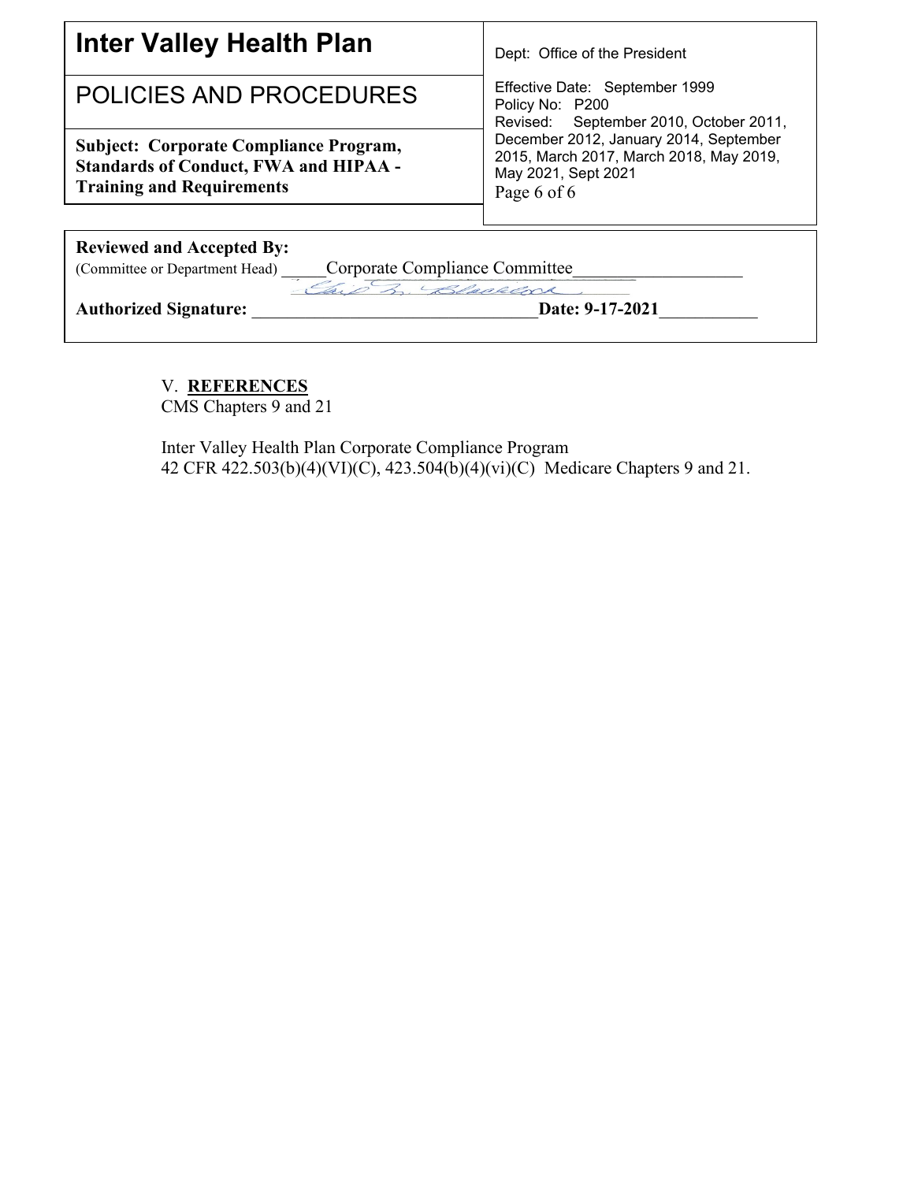| **Inter Valley Health Plan** | Dept: Office of the President |
|---|---|
| POLICIES AND PROCEDURES | Effective Date: September 1999<br>Policy No: P200<br>Revised: September 2010, October 2011, December 2012, January 2014, September 2015, March 2017, March 2018, May 2019, May 2021, Sept 2021 |
| **Subject: Corporate Compliance Program, Standards of Conduct, FWA and HIPAA - Training and Requirements** | |

**Reviewed and Accepted By:**
(Committee or Department Head) _____Corporate Compliance Committee__________________

**Authorized Signature:** ________________________________**Date: 9-17-2021**___________

V. **REFERENCES**
CMS Chapters 9 and 21

Inter Valley Health Plan Corporate Compliance Program
42 CFR 422.503(b)(4)(VI)(C), 423.504(b)(4)(vi)(C) Medicare Chapters 9 and 21.